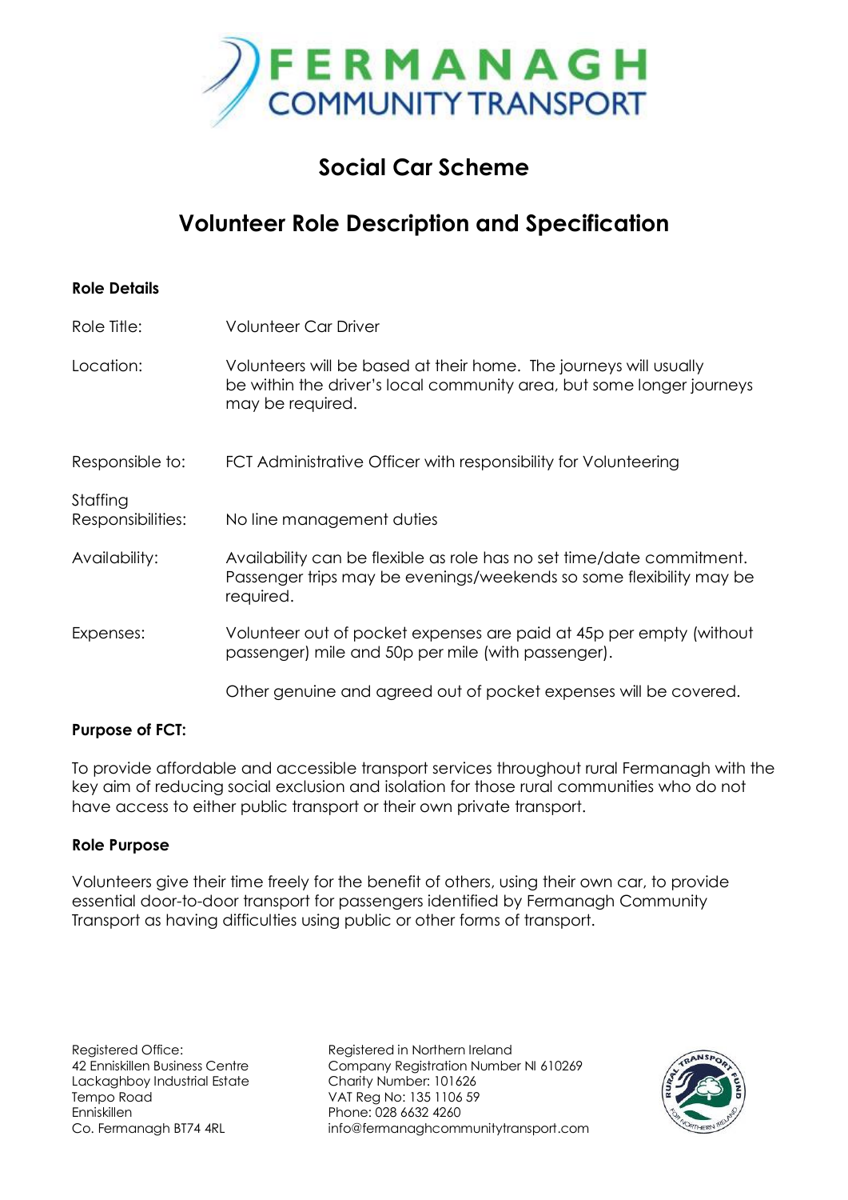# FERMANAGH COMMUNITY TRANSPORT

## Social Car Scheme

## Volunteer Role Description and Specification

**Role Details**

| | |
|---|---|
| Role Title: | Volunteer Car Driver |
| Location: | Volunteers will be based at their home. The journeys will usually be within the driver's local community area, but some longer journeys may be required. |
| Responsible to: | FCT Administrative Officer with responsibility for Volunteering |
| Staffing Responsibilities: | No line management duties |
| Availability: | Availability can be flexible as role has no set time/date commitment. Passenger trips may be evenings/weekends so some flexibility may be required. |
| Expenses: | Volunteer out of pocket expenses are paid at 45p per empty (without passenger) mile and 50p per mile (with passenger).<br><br>Other genuine and agreed out of pocket expenses will be covered. |

**Purpose of FCT:**

To provide affordable and accessible transport services throughout rural Fermanagh with the key aim of reducing social exclusion and isolation for those rural communities who do not have access to either public transport or their own private transport.

**Role Purpose**

Volunteers give their time freely for the benefit of others, using their own car, to provide essential door-to-door transport for passengers identified by Fermanagh Community Transport as having difficulties using public or other forms of transport.

Registered Office:
42 Enniskillen Business Centre
Lackaghboy Industrial Estate
Tempo Road
Enniskillen
Co. Fermanagh BT74 4RL

Registered in Northern Ireland
Company Registration Number NI 610269
Charity Number: 101626
VAT Reg No: 135 1106 59
Phone: 028 6632 4260
info@fermanaghcommunitytransport.com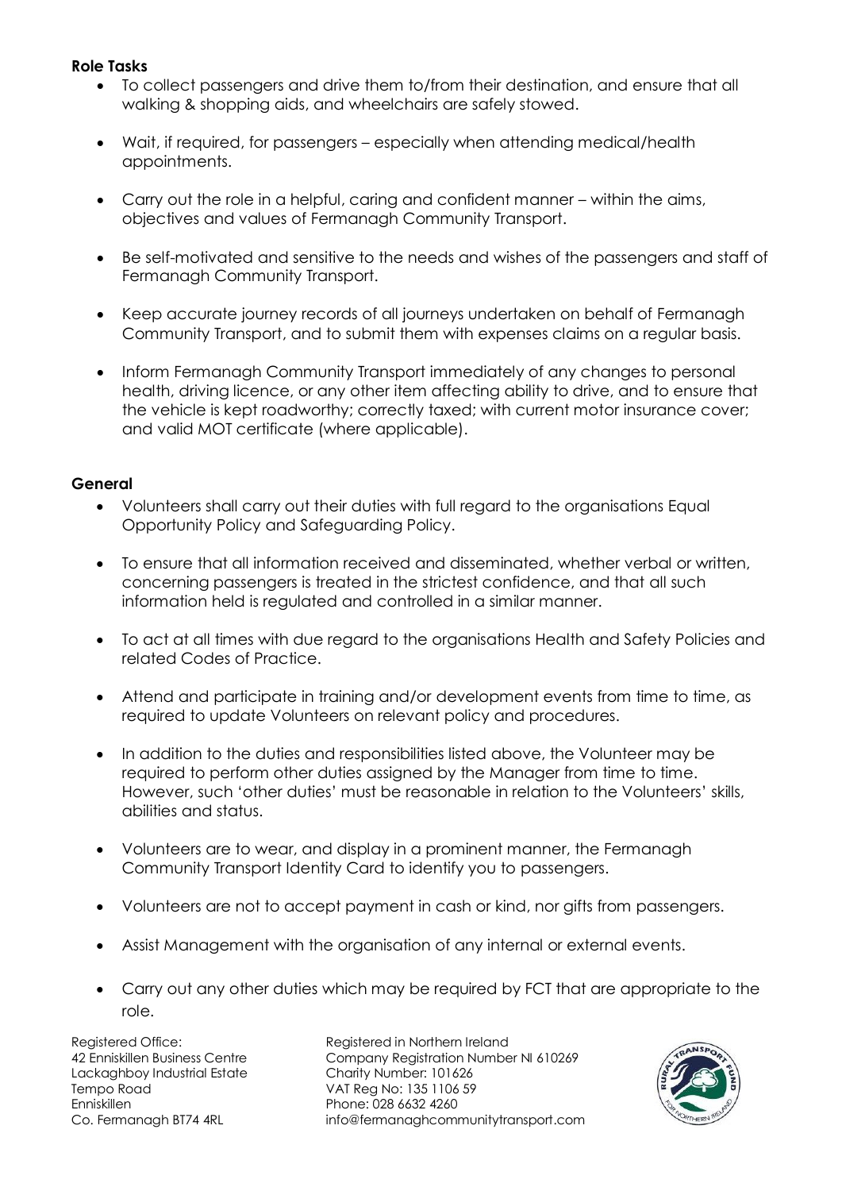**Role Tasks**

- To collect passengers and drive them to/from their destination, and ensure that all walking & shopping aids, and wheelchairs are safely stowed.
- Wait, if required, for passengers – especially when attending medical/health appointments.
- Carry out the role in a helpful, caring and confident manner – within the aims, objectives and values of Fermanagh Community Transport.
- Be self-motivated and sensitive to the needs and wishes of the passengers and staff of Fermanagh Community Transport.
- Keep accurate journey records of all journeys undertaken on behalf of Fermanagh Community Transport, and to submit them with expenses claims on a regular basis.
- Inform Fermanagh Community Transport immediately of any changes to personal health, driving licence, or any other item affecting ability to drive, and to ensure that the vehicle is kept roadworthy; correctly taxed; with current motor insurance cover; and valid MOT certificate (where applicable).

**General**

- Volunteers shall carry out their duties with full regard to the organisations Equal Opportunity Policy and Safeguarding Policy.
- To ensure that all information received and disseminated, whether verbal or written, concerning passengers is treated in the strictest confidence, and that all such information held is regulated and controlled in a similar manner.
- To act at all times with due regard to the organisations Health and Safety Policies and related Codes of Practice.
- Attend and participate in training and/or development events from time to time, as required to update Volunteers on relevant policy and procedures.
- In addition to the duties and responsibilities listed above, the Volunteer may be required to perform other duties assigned by the Manager from time to time. However, such 'other duties' must be reasonable in relation to the Volunteers' skills, abilities and status.
- Volunteers are to wear, and display in a prominent manner, the Fermanagh Community Transport Identity Card to identify you to passengers.
- Volunteers are not to accept payment in cash or kind, nor gifts from passengers.
- Assist Management with the organisation of any internal or external events.
- Carry out any other duties which may be required by FCT that are appropriate to the role.

Registered Office:
42 Enniskillen Business Centre
Lackaghboy Industrial Estate
Tempo Road
Enniskillen
Co. Fermanagh BT74 4RL

Registered in Northern Ireland
Company Registration Number NI 610269
Charity Number: 101626
VAT Reg No: 135 1106 59
Phone: 028 6632 4260
info@fermanaghcommunitytransport.com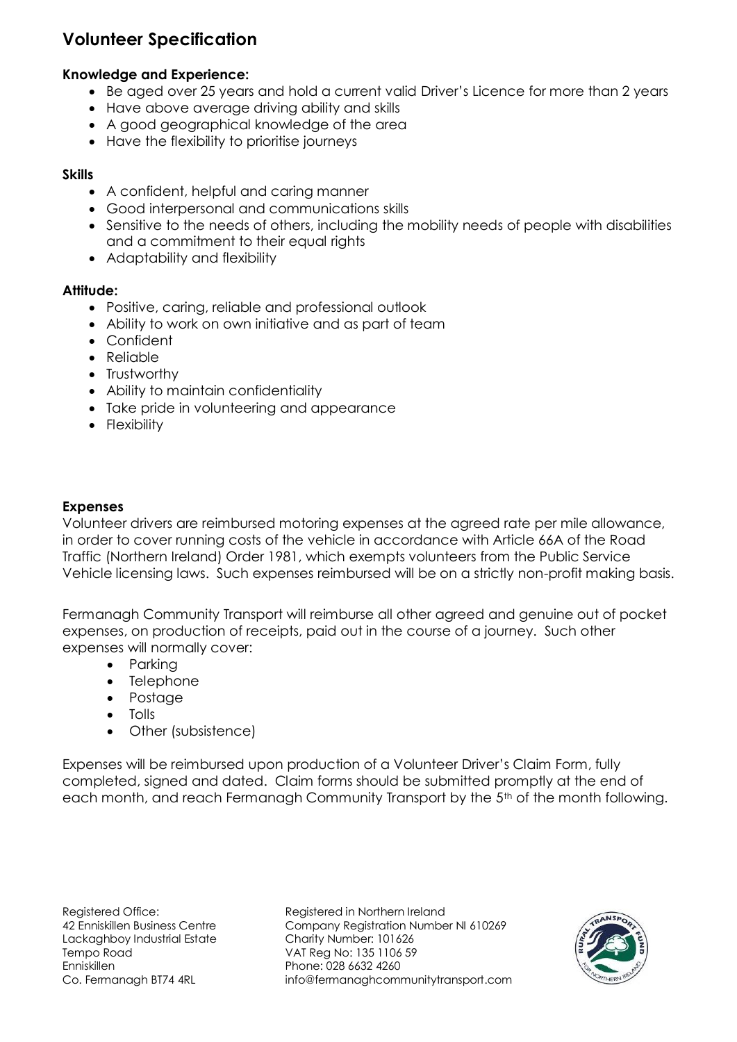# Volunteer Specification

**Knowledge and Experience:**

- Be aged over 25 years and hold a current valid Driver's Licence for more than 2 years
- Have above average driving ability and skills
- A good geographical knowledge of the area
- Have the flexibility to prioritise journeys

**Skills**

- A confident, helpful and caring manner
- Good interpersonal and communications skills
- Sensitive to the needs of others, including the mobility needs of people with disabilities and a commitment to their equal rights
- Adaptability and flexibility

**Attitude:**

- Positive, caring, reliable and professional outlook
- Ability to work on own initiative and as part of team
- Confident
- Reliable
- Trustworthy
- Ability to maintain confidentiality
- Take pride in volunteering and appearance
- Flexibility

**Expenses**

Volunteer drivers are reimbursed motoring expenses at the agreed rate per mile allowance, in order to cover running costs of the vehicle in accordance with Article 66A of the Road Traffic (Northern Ireland) Order 1981, which exempts volunteers from the Public Service Vehicle licensing laws. Such expenses reimbursed will be on a strictly non-profit making basis.

Fermanagh Community Transport will reimburse all other agreed and genuine out of pocket expenses, on production of receipts, paid out in the course of a journey. Such other expenses will normally cover:

- Parking
- Telephone
- Postage
- Tolls
- Other (subsistence)

Expenses will be reimbursed upon production of a Volunteer Driver's Claim Form, fully completed, signed and dated. Claim forms should be submitted promptly at the end of each month, and reach Fermanagh Community Transport by the 5th of the month following.

Registered Office:
42 Enniskillen Business Centre
Lackaghboy Industrial Estate
Tempo Road
Enniskillen
Co. Fermanagh BT74 4RL

Registered in Northern Ireland
Company Registration Number NI 610269
Charity Number: 101626
VAT Reg No: 135 1106 59
Phone: 028 6632 4260
info@fermanaghcommunitytransport.com